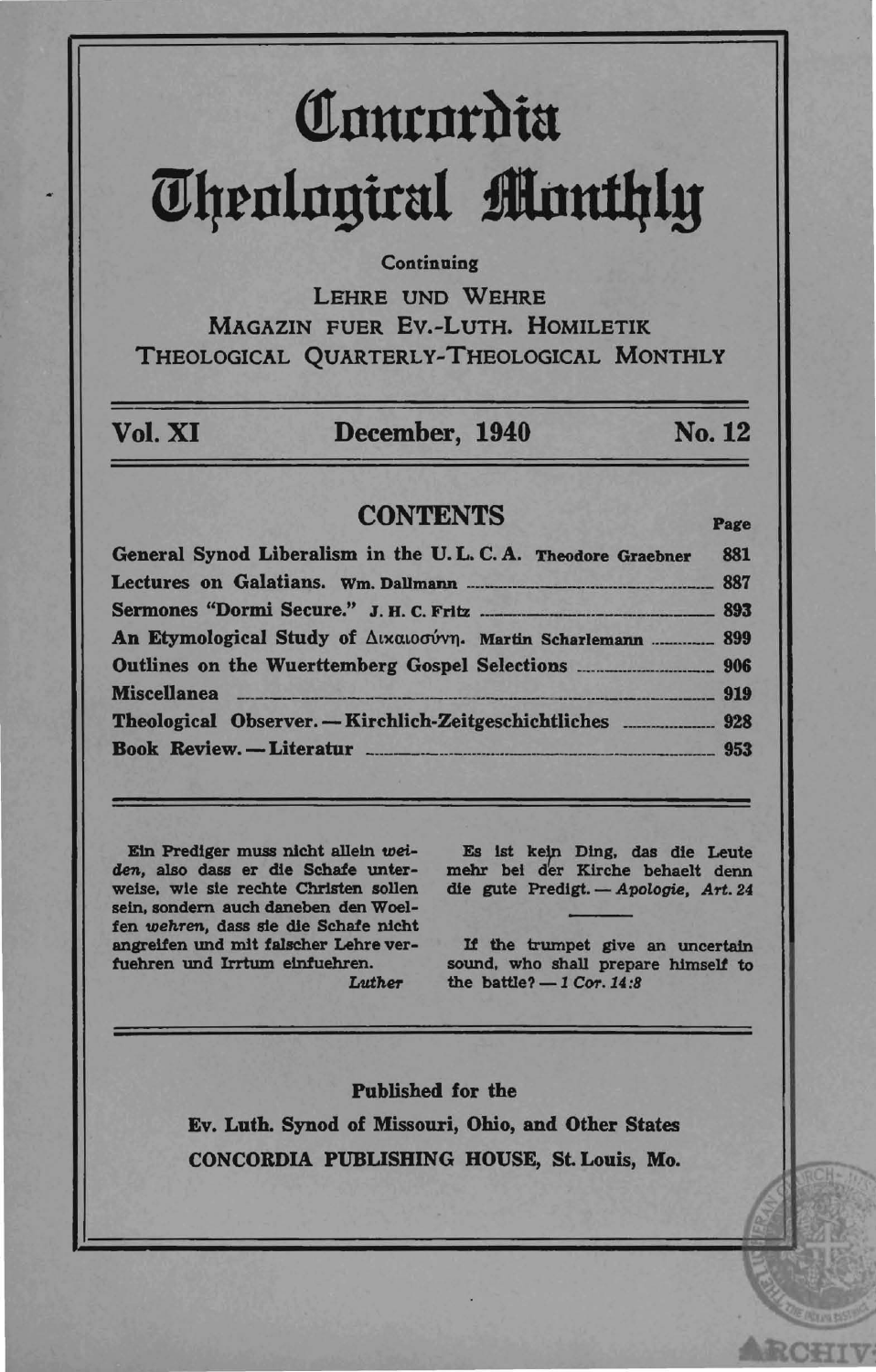# Concordia Theological Monthly

Continuing

LEHRE UND WEHRE
MAGAZIN FUER EV.-LUTH. HOMILETIK
THEOLOGICAL QUARTERLY-THEOLOGICAL MONTHLY

**Vol. XI** **December, 1940** **No. 12**

## CONTENTS

| | Page |
|---|---|
| **General Synod Liberalism in the U. L. C. A.** Theodore Graebner | 881 |
| **Lectures on Galatians.** Wm. Dallmann | 887 |
| **Sermones "Dormi Secure."** J. H. C. Fritz | 893 |
| **An Etymological Study of Δικαιοσύνη.** Martin Scharlemann | 899 |
| **Outlines on the Wuerttemberg Gospel Selections** | 906 |
| **Miscellanea** | 919 |
| **Theological Observer. — Kirchlich-Zeitgeschichtliches** | 928 |
| **Book Review. — Literatur** | 953 |

Ein Prediger muss nicht allein *weiden*, also dass er die Schafe unterweise, wie sie rechte Christen sollen sein, sondern auch daneben den Woelfen *wehren*, dass sie die Schafe nicht angreifen und mit falscher Lehre verfuehren und Irrtum einfuehren.
*Luther*

Es ist kein Ding, das die Leute mehr bei der Kirche behaelt denn die gute Predigt. — *Apologie, Art. 24*

If the trumpet give an uncertain sound, who shall prepare himself to the battle? — *1 Cor. 14:8*

Published for the
Ev. Luth. Synod of Missouri, Ohio, and Other States
CONCORDIA PUBLISHING HOUSE, St. Louis, Mo.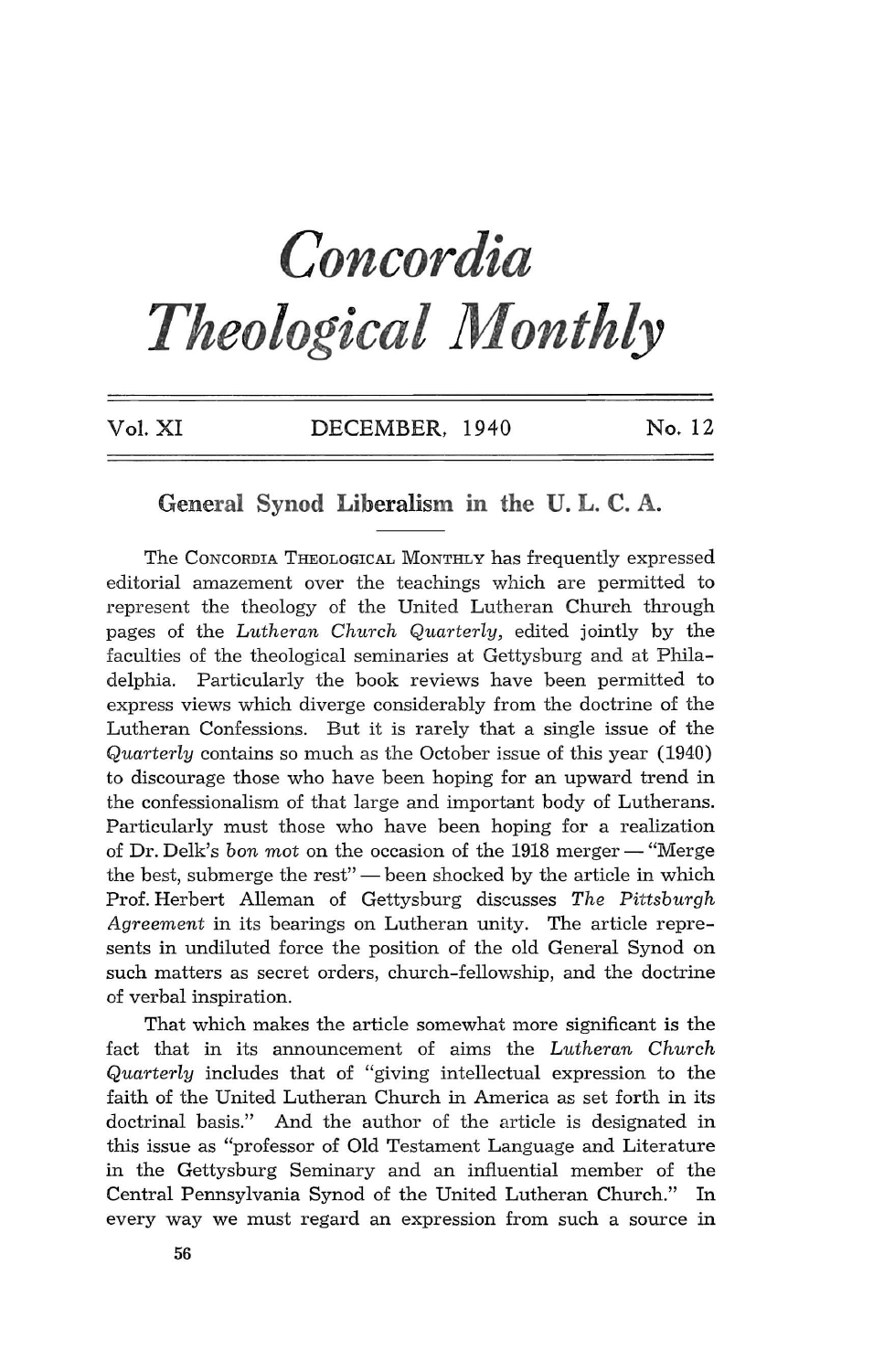# Concordia Theological Monthly

Vol. XI DECEMBER, 1940 No. 12

## General Synod Liberalism in the U. L. C. A.

The CONCORDIA THEOLOGICAL MONTHLY has frequently expressed editorial amazement over the teachings which are permitted to represent the theology of the United Lutheran Church through pages of the *Lutheran Church Quarterly*, edited jointly by the faculties of the theological seminaries at Gettysburg and at Philadelphia. Particularly the book reviews have been permitted to express views which diverge considerably from the doctrine of the Lutheran Confessions. But it is rarely that a single issue of the *Quarterly* contains so much as the October issue of this year (1940) to discourage those who have been hoping for an upward trend in the confessionalism of that large and important body of Lutherans. Particularly must those who have been hoping for a realization of Dr. Delk's *bon mot* on the occasion of the 1918 merger — "Merge the best, submerge the rest" — been shocked by the article in which Prof. Herbert Alleman of Gettysburg discusses *The Pittsburgh Agreement* in its bearings on Lutheran unity. The article represents in undiluted force the position of the old General Synod on such matters as secret orders, church-fellowship, and the doctrine of verbal inspiration.

That which makes the article somewhat more significant is the fact that in its announcement of aims the *Lutheran Church Quarterly* includes that of "giving intellectual expression to the faith of the United Lutheran Church in America as set forth in its doctrinal basis." And the author of the article is designated in this issue as "professor of Old Testament Language and Literature in the Gettysburg Seminary and an influential member of the Central Pennsylvania Synod of the United Lutheran Church." In every way we must regard an expression from such a source in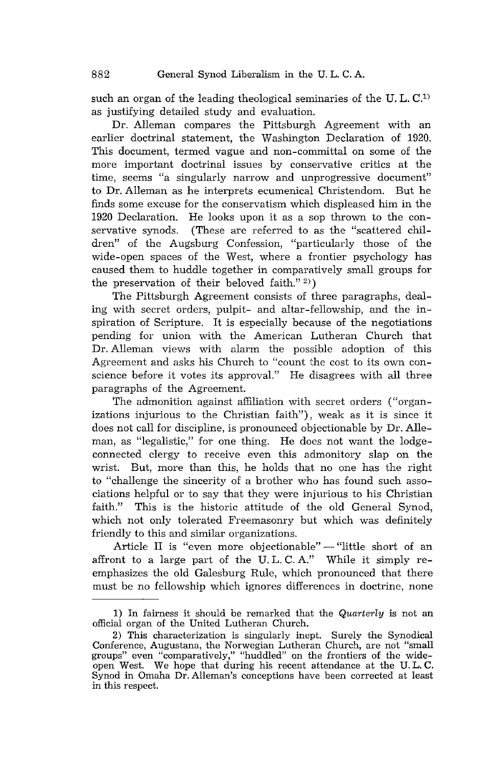such an organ of the leading theological seminaries of the U. L. C.[1] as justifying detailed study and evaluation.

Dr. Alleman compares the Pittsburgh Agreement with an earlier doctrinal statement, the Washington Declaration of 1920. This document, termed vague and non-committal on some of the more important doctrinal issues by conservative critics at the time, seems "a singularly narrow and unprogressive document" to Dr. Alleman as he interprets ecumenical Christendom. But he finds some excuse for the conservatism which displeased him in the 1920 Declaration. He looks upon it as a sop thrown to the conservative synods. (These are referred to as the "scattered children" of the Augsburg Confession, "particularly those of the wide-open spaces of the West, where a frontier psychology has caused them to huddle together in comparatively small groups for the preservation of their beloved faith." [2])

The Pittsburgh Agreement consists of three paragraphs, dealing with secret orders, pulpit- and altar-fellowship, and the inspiration of Scripture. It is especially because of the negotiations pending for union with the American Lutheran Church that Dr. Alleman views with alarm the possible adoption of this Agreement and asks his Church to "count the cost to its own conscience before it votes its approval." He disagrees with all three paragraphs of the Agreement.

The admonition against affiliation with secret orders ("organizations injurious to the Christian faith"), weak as it is since it does not call for discipline, is pronounced objectionable by Dr. Alleman, as "legalistic," for one thing. He does not want the lodge-connected clergy to receive even this admonitory slap on the wrist. But, more than this, he holds that no one has the right to "challenge the sincerity of a brother who has found such associations helpful or to say that they were injurious to his Christian faith." This is the historic attitude of the old General Synod, which not only tolerated Freemasonry but which was definitely friendly to this and similar organizations.

Article II is "even more objectionable" — "little short of an affront to a large part of the U. L. C. A." While it simply re-emphasizes the old Galesburg Rule, which pronounced that there must be no fellowship which ignores differences in doctrine, none

---

1) In fairness it should be remarked that the *Quarterly* is not an official organ of the United Lutheran Church.

2) This characterization is singularly inept. Surely the Synodical Conference, Augustana, the Norwegian Lutheran Church, are not "small groups" even "comparatively," "huddled" on the frontiers of the wide-open West. We hope that during his recent attendance at the U. L. C. Synod in Omaha Dr. Alleman's conceptions have been corrected at least in this respect.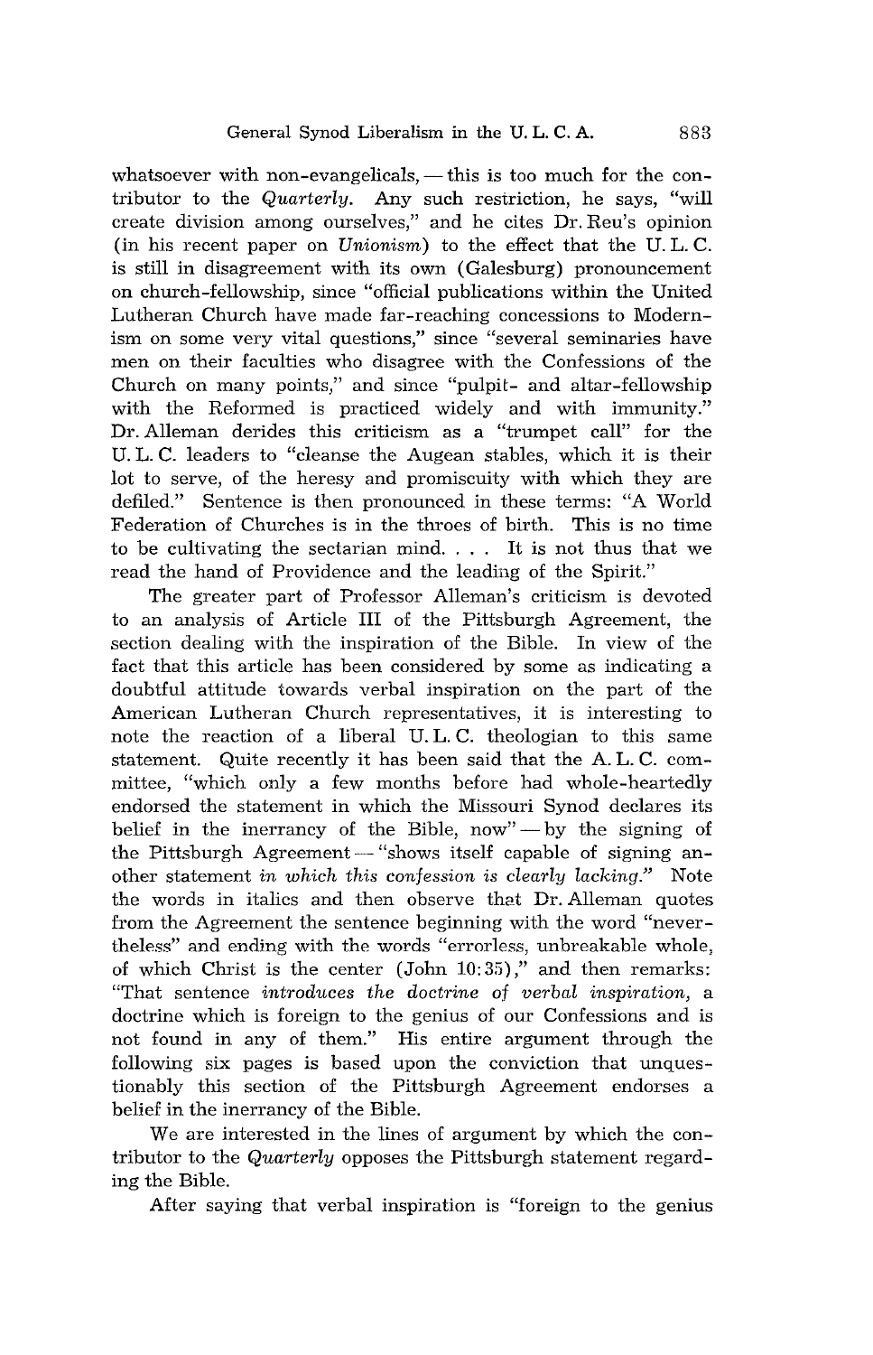whatsoever with non-evangelicals, — this is too much for the contributor to the *Quarterly.* Any such restriction, he says, "will create division among ourselves," and he cites Dr. Reu's opinion (in his recent paper on *Unionism*) to the effect that the U. L. C. is still in disagreement with its own (Galesburg) pronouncement on church-fellowship, since "official publications within the United Lutheran Church have made far-reaching concessions to Modernism on some very vital questions," since "several seminaries have men on their faculties who disagree with the Confessions of the Church on many points," and since "pulpit- and altar-fellowship with the Reformed is practiced widely and with immunity." Dr. Alleman derides this criticism as a "trumpet call" for the U. L. C. leaders to "cleanse the Augean stables, which it is their lot to serve, of the heresy and promiscuity with which they are defiled." Sentence is then pronounced in these terms: "A World Federation of Churches is in the throes of birth. This is no time to be cultivating the sectarian mind. . . . It is not thus that we read the hand of Providence and the leading of the Spirit."

The greater part of Professor Alleman's criticism is devoted to an analysis of Article III of the Pittsburgh Agreement, the section dealing with the inspiration of the Bible. In view of the fact that this article has been considered by some as indicating a doubtful attitude towards verbal inspiration on the part of the American Lutheran Church representatives, it is interesting to note the reaction of a liberal U. L. C. theologian to this same statement. Quite recently it has been said that the A. L. C. committee, "which only a few months before had whole-heartedly endorsed the statement in which the Missouri Synod declares its belief in the inerrancy of the Bible, now" — by the signing of the Pittsburgh Agreement — "shows itself capable of signing another statement *in which this confession is clearly lacking.*" Note the words in italics and then observe that Dr. Alleman quotes from the Agreement the sentence beginning with the word "nevertheless" and ending with the words "errorless, unbreakable whole, of which Christ is the center (John 10:35)," and then remarks: "That sentence *introduces the doctrine of verbal inspiration,* a doctrine which is foreign to the genius of our Confessions and is not found in any of them." His entire argument through the following six pages is based upon the conviction that unquestionably this section of the Pittsburgh Agreement endorses a belief in the inerrancy of the Bible.

We are interested in the lines of argument by which the contributor to the *Quarterly* opposes the Pittsburgh statement regarding the Bible.

After saying that verbal inspiration is "foreign to the genius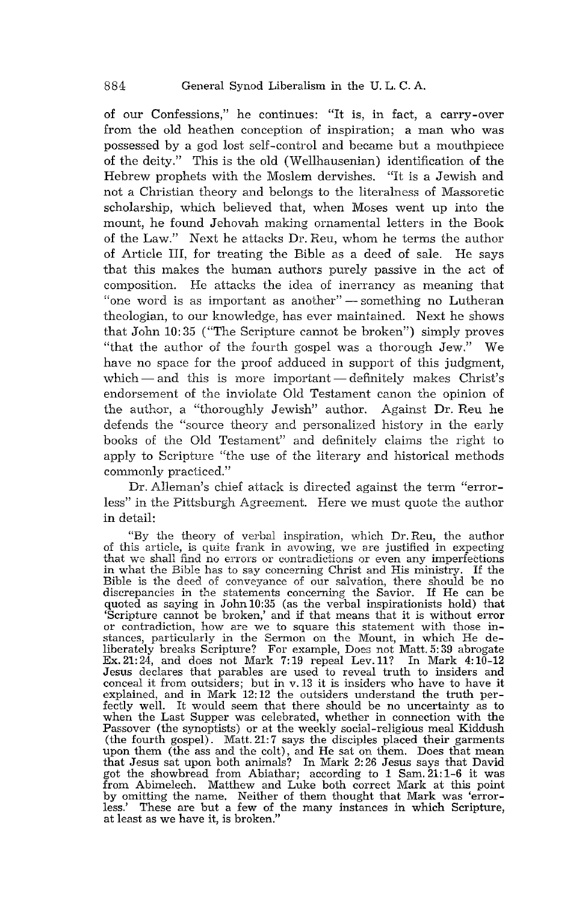of our Confessions," he continues: "It is, in fact, a carry-over from the old heathen conception of inspiration; a man who was possessed by a god lost self-control and became but a mouthpiece of the deity." This is the old (Wellhausenian) identification of the Hebrew prophets with the Moslem dervishes. "It is a Jewish and not a Christian theory and belongs to the literalness of Massoretic scholarship, which believed that, when Moses went up into the mount, he found Jehovah making ornamental letters in the Book of the Law." Next he attacks Dr. Reu, whom he terms the author of Article III, for treating the Bible as a deed of sale. He says that this makes the human authors purely passive in the act of composition. He attacks the idea of inerrancy as meaning that "one word is as important as another" — something no Lutheran theologian, to our knowledge, has ever maintained. Next he shows that John 10:35 ("The Scripture cannot be broken") simply proves "that the author of the fourth gospel was a thorough Jew." We have no space for the proof adduced in support of this judgment, which — and this is more important — definitely makes Christ's endorsement of the inviolate Old Testament canon the opinion of the author, a "thoroughly Jewish" author. Against Dr. Reu he defends the "source theory and personalized history in the early books of the Old Testament" and definitely claims the right to apply to Scripture "the use of the literary and historical methods commonly practiced."

Dr. Alleman's chief attack is directed against the term "errorless" in the Pittsburgh Agreement. Here we must quote the author in detail:

> "By the theory of verbal inspiration, which Dr. Reu, the author of this article, is quite frank in avowing, we are justified in expecting that we shall find no errors or contradictions or even any imperfections in what the Bible has to say concerning Christ and His ministry. If the Bible is the deed of conveyance of our salvation, there should be no discrepancies in the statements concerning the Savior. If He can be quoted as saying in John 10:35 (as the verbal inspirationists hold) that 'Scripture cannot be broken,' and if that means that it is without error or contradiction, how are we to square this statement with those instances, particularly in the Sermon on the Mount, in which He deliberately breaks Scripture? For example, Does not Matt. 5:39 abrogate Ex. 21:24, and does not Mark 7:19 repeal Lev. 11? In Mark 4:10-12 Jesus declares that parables are used to reveal truth to insiders and conceal it from outsiders; but in v. 13 it is insiders who have to have it explained, and in Mark 12:12 the outsiders understand the truth perfectly well. It would seem that there should be no uncertainty as to when the Last Supper was celebrated, whether in connection with the Passover (the synoptists) or at the weekly social-religious meal Kiddush (the fourth gospel). Matt. 21:7 says the disciples placed their garments upon them (the ass and the colt), and He sat on them. Does that mean that Jesus sat upon both animals? In Mark 2:26 Jesus says that David got the showbread from Abiathar; according to 1 Sam. 21:1-6 it was from Abimelech. Matthew and Luke both correct Mark at this point by omitting the name. Neither of them thought that Mark was 'errorless.' These are but a few of the many instances in which Scripture, at least as we have it, is broken."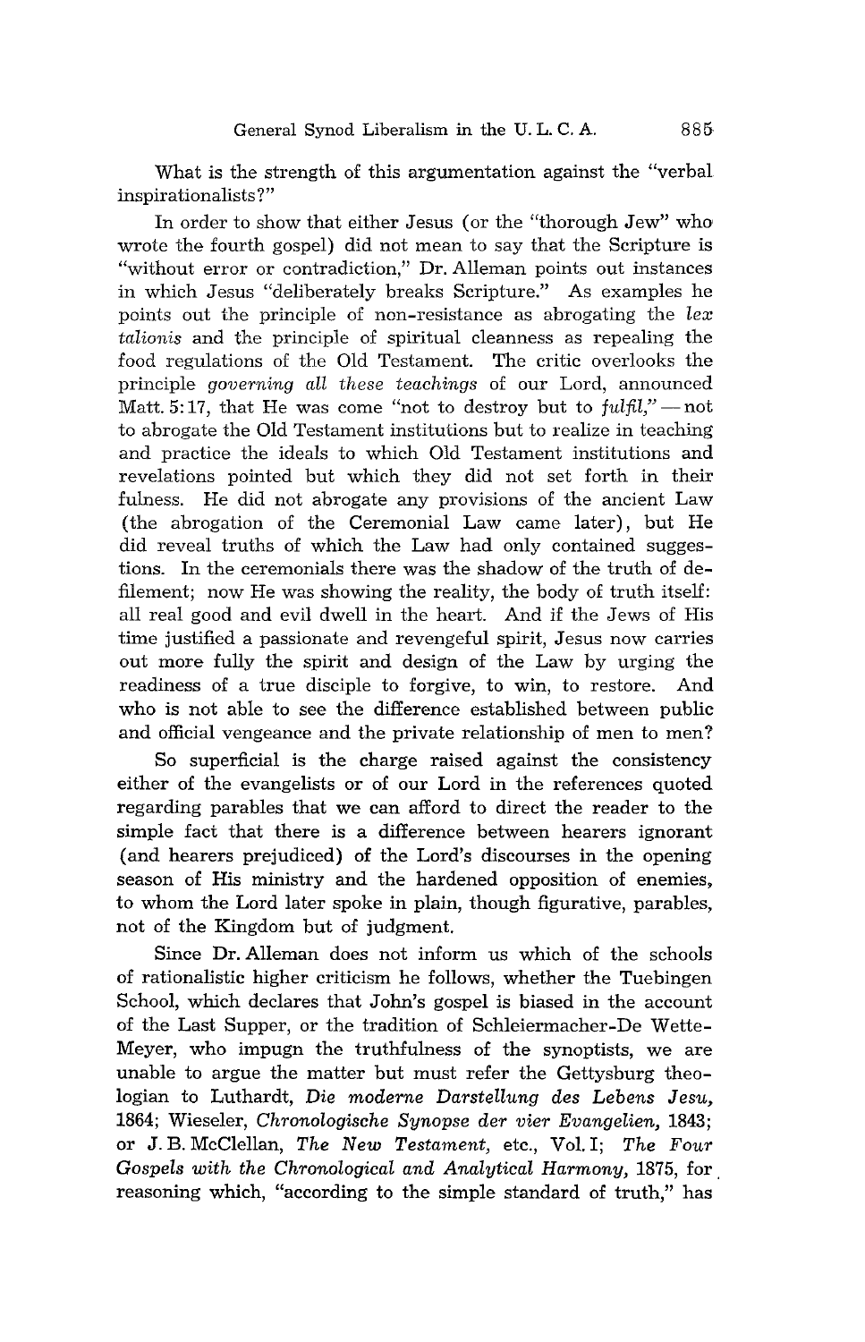What is the strength of this argumentation against the "verbal inspirationalists?"

In order to show that either Jesus (or the "thorough Jew" who wrote the fourth gospel) did not mean to say that the Scripture is "without error or contradiction," Dr. Alleman points out instances in which Jesus "deliberately breaks Scripture." As examples he points out the principle of non-resistance as abrogating the *lex talionis* and the principle of spiritual cleanness as repealing the food regulations of the Old Testament. The critic overlooks the principle *governing all these teachings* of our Lord, announced Matt. 5:17, that He was come "not to destroy but to *fulfil,*" — not to abrogate the Old Testament institutions but to realize in teaching and practice the ideals to which Old Testament institutions and revelations pointed but which they did not set forth in their fulness. He did not abrogate any provisions of the ancient Law (the abrogation of the Ceremonial Law came later), but He did reveal truths of which the Law had only contained suggestions. In the ceremonials there was the shadow of the truth of defilement; now He was showing the reality, the body of truth itself: all real good and evil dwell in the heart. And if the Jews of His time justified a passionate and revengeful spirit, Jesus now carries out more fully the spirit and design of the Law by urging the readiness of a true disciple to forgive, to win, to restore. And who is not able to see the difference established between public and official vengeance and the private relationship of men to men?

So superficial is the charge raised against the consistency either of the evangelists or of our Lord in the references quoted regarding parables that we can afford to direct the reader to the simple fact that there is a difference between hearers ignorant (and hearers prejudiced) of the Lord's discourses in the opening season of His ministry and the hardened opposition of enemies, to whom the Lord later spoke in plain, though figurative, parables, not of the Kingdom but of judgment.

Since Dr. Alleman does not inform us which of the schools of rationalistic higher criticism he follows, whether the Tuebingen School, which declares that John's gospel is biased in the account of the Last Supper, or the tradition of Schleiermacher-De Wette-Meyer, who impugn the truthfulness of the synoptists, we are unable to argue the matter but must refer the Gettysburg theologian to Luthardt, *Die moderne Darstellung des Lebens Jesu,* 1864; Wieseler, *Chronologische Synopse der vier Evangelien,* 1843; or J. B. McClellan, *The New Testament,* etc., Vol. I; *The Four Gospels with the Chronological and Analytical Harmony,* 1875, for reasoning which, "according to the simple standard of truth," has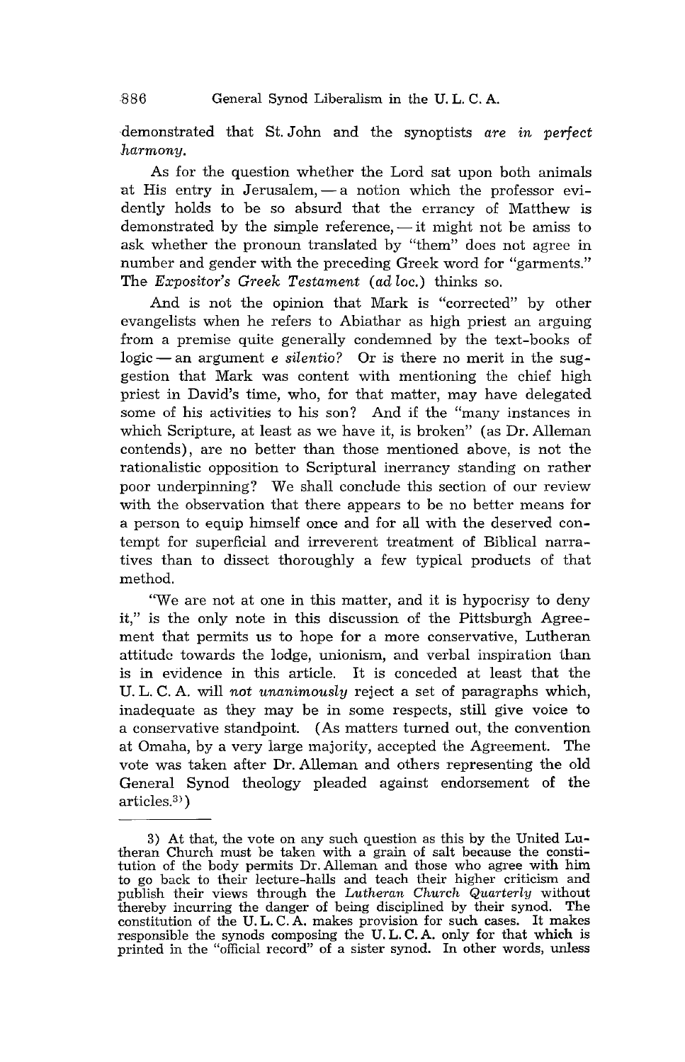demonstrated that St. John and the synoptists *are in perfect harmony.*

As for the question whether the Lord sat upon both animals at His entry in Jerusalem, — a notion which the professor evidently holds to be so absurd that the errancy of Matthew is demonstrated by the simple reference, — it might not be amiss to ask whether the pronoun translated by "them" does not agree in number and gender with the preceding Greek word for "garments." The *Expositor's Greek Testament* (*ad loc.*) thinks so.

And is not the opinion that Mark is "corrected" by other evangelists when he refers to Abiathar as high priest an arguing from a premise quite generally condemned by the text-books of logic — an argument *e silentio?* Or is there no merit in the suggestion that Mark was content with mentioning the chief high priest in David's time, who, for that matter, may have delegated some of his activities to his son? And if the "many instances in which Scripture, at least as we have it, is broken" (as Dr. Alleman contends), are no better than those mentioned above, is not the rationalistic opposition to Scriptural inerrancy standing on rather poor underpinning? We shall conclude this section of our review with the observation that there appears to be no better means for a person to equip himself once and for all with the deserved contempt for superficial and irreverent treatment of Biblical narratives than to dissect thoroughly a few typical products of that method.

"We are not at one in this matter, and it is hypocrisy to deny it," is the only note in this discussion of the Pittsburgh Agreement that permits us to hope for a more conservative, Lutheran attitude towards the lodge, unionism, and verbal inspiration than is in evidence in this article. It is conceded at least that the U. L. C. A. will *not unanimously* reject a set of paragraphs which, inadequate as they may be in some respects, still give voice to a conservative standpoint. (As matters turned out, the convention at Omaha, by a very large majority, accepted the Agreement. The vote was taken after Dr. Alleman and others representing the old General Synod theology pleaded against endorsement of the articles.[3])

---

3) At that, the vote on any such question as this by the United Lutheran Church must be taken with a grain of salt because the constitution of the body permits Dr. Alleman and those who agree with him to go back to their lecture-halls and teach their higher criticism and publish their views through the *Lutheran Church Quarterly* without thereby incurring the danger of being disciplined by their synod. The constitution of the U. L. C. A. makes provision for such cases. It makes responsible the synods composing the U. L. C. A. only for that which is printed in the "official record" of a sister synod. In other words, unless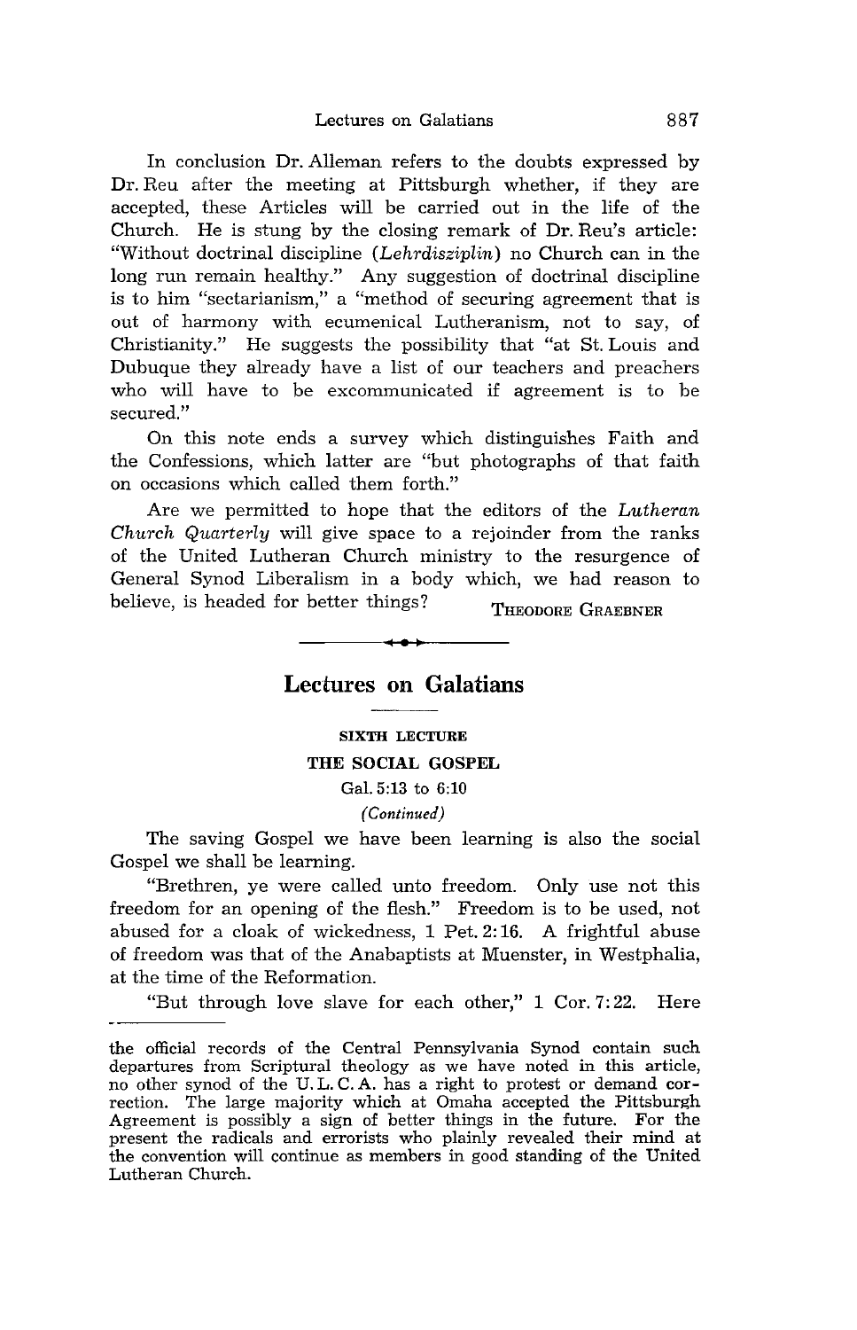In conclusion Dr. Alleman refers to the doubts expressed by Dr. Reu after the meeting at Pittsburgh whether, if they are accepted, these Articles will be carried out in the life of the Church. He is stung by the closing remark of Dr. Reu's article: "Without doctrinal discipline (*Lehrdisziplin*) no Church can in the long run remain healthy." Any suggestion of doctrinal discipline is to him "sectarianism," a "method of securing agreement that is out of harmony with ecumenical Lutheranism, not to say, of Christianity." He suggests the possibility that "at St. Louis and Dubuque they already have a list of our teachers and preachers who will have to be excommunicated if agreement is to be secured."

On this note ends a survey which distinguishes Faith and the Confessions, which latter are "but photographs of that faith on occasions which called them forth."

Are we permitted to hope that the editors of the *Lutheran Church Quarterly* will give space to a rejoinder from the ranks of the United Lutheran Church ministry to the resurgence of General Synod Liberalism in a body which, we had reason to believe, is headed for better things?

THEODORE GRAEBNER

---

## Lectures on Galatians

### SIXTH LECTURE

### THE SOCIAL GOSPEL

Gal. 5:13 to 6:10

*(Continued)*

The saving Gospel we have been learning is also the social Gospel we shall be learning.

"Brethren, ye were called unto freedom. Only use not this freedom for an opening of the flesh." Freedom is to be used, not abused for a cloak of wickedness, 1 Pet. 2:16. A frightful abuse of freedom was that of the Anabaptists at Muenster, in Westphalia, at the time of the Reformation.

"But through love slave for each other," 1 Cor. 7:22. Here

---

the official records of the Central Pennsylvania Synod contain such departures from Scriptural theology as we have noted in this article, no other synod of the U. L. C. A. has a right to protest or demand correction. The large majority which at Omaha accepted the Pittsburgh Agreement is possibly a sign of better things in the future. For the present the radicals and errorists who plainly revealed their mind at the convention will continue as members in good standing of the United Lutheran Church.